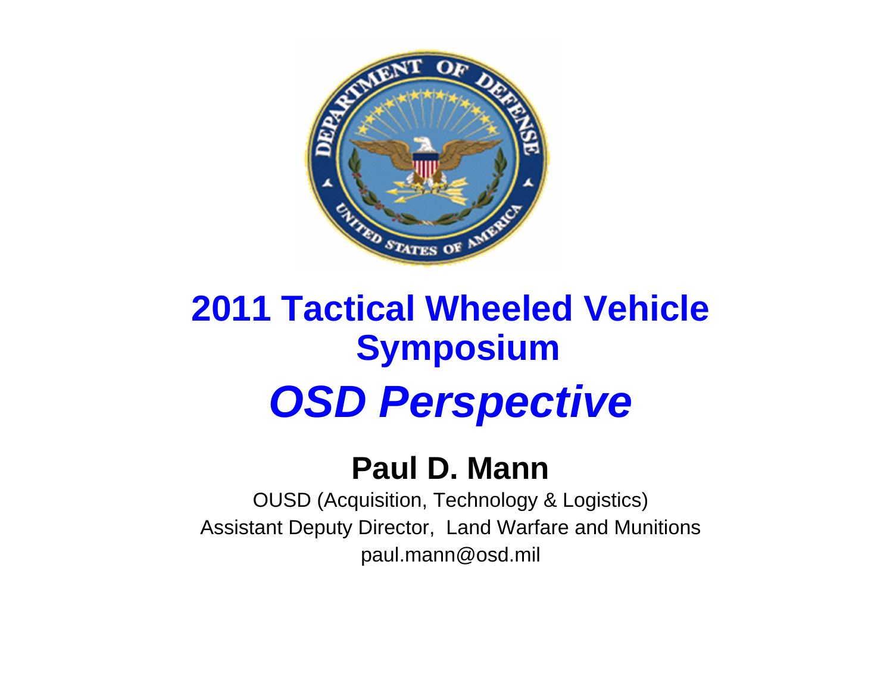# 2011 Tactical Wheeled Vehicle Symposium

## *OSD Perspective*

**Paul D. Mann**

OUSD (Acquisition, Technology & Logistics)

Assistant Deputy Director, Land Warfare and Munitions

paul.mann@osd.mil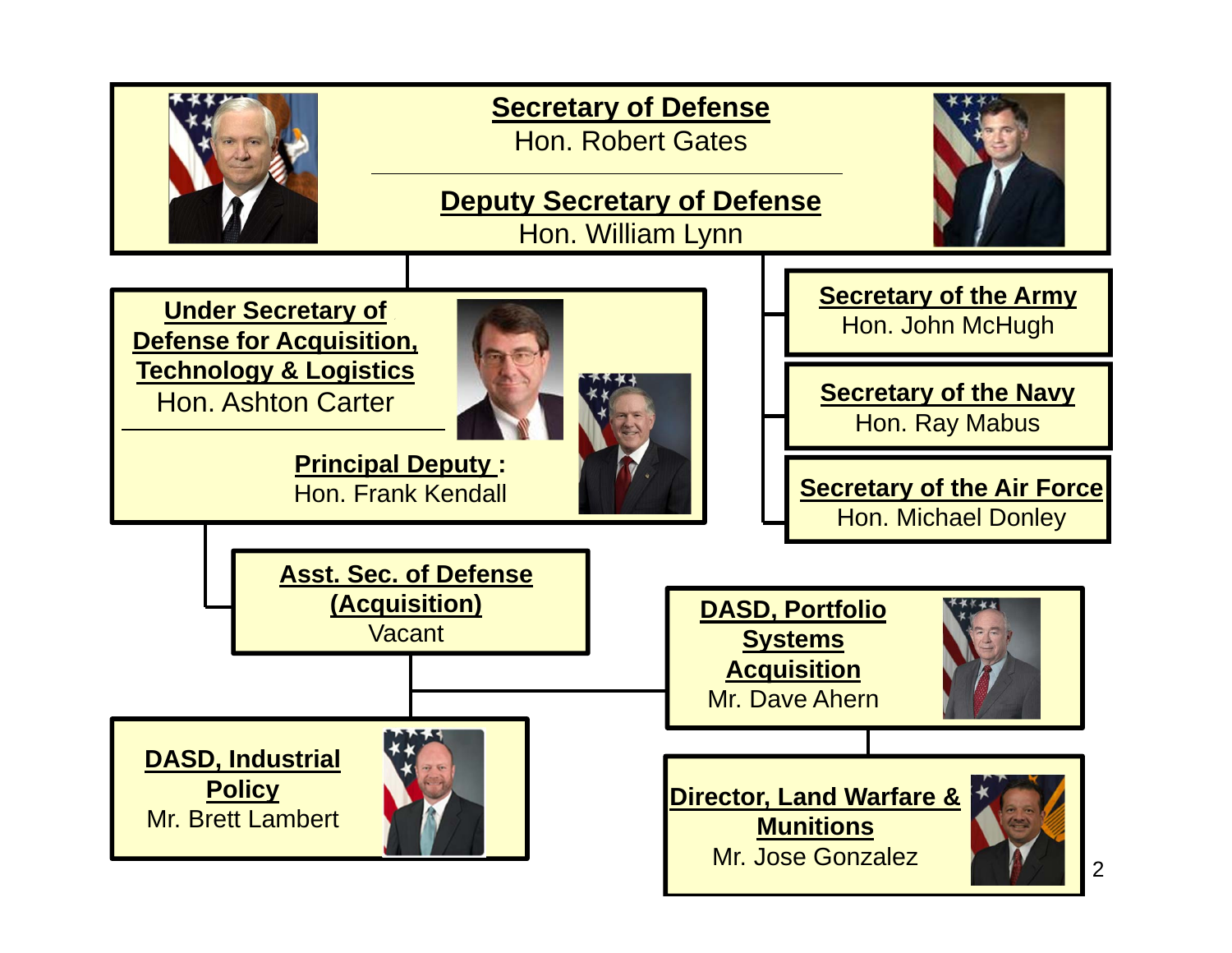**Secretary of Defense**
Hon. Robert Gates

**Deputy Secretary of Defense**
Hon. William Lynn

**Under Secretary of Defense for Acquisition, Technology & Logistics**
Hon. Ashton Carter

**Principal Deputy :**
Hon. Frank Kendall

**Secretary of the Army**
Hon. John McHugh

**Secretary of the Navy**
Hon. Ray Mabus

**Secretary of the Air Force**
Hon. Michael Donley

**Asst. Sec. of Defense (Acquisition)**
Vacant

**DASD, Portfolio Systems Acquisition**
Mr. Dave Ahern

**DASD, Industrial Policy**
Mr. Brett Lambert

**Director, Land Warfare & Munitions**
Mr. Jose Gonzalez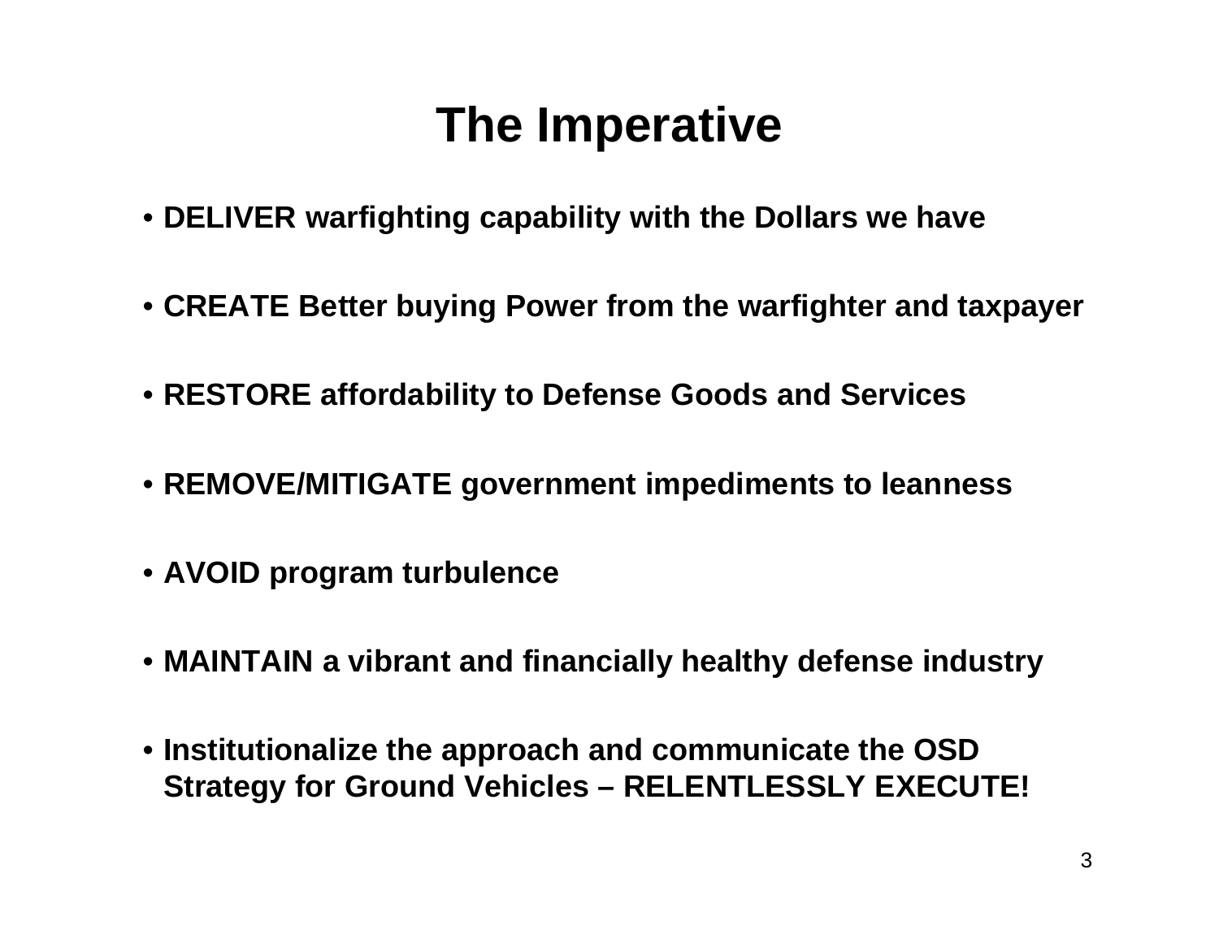# The Imperative

- **DELIVER warfighting capability with the Dollars we have**
- **CREATE Better buying Power from the warfighter and taxpayer**
- **RESTORE affordability to Defense Goods and Services**
- **REMOVE/MITIGATE government impediments to leanness**
- **AVOID program turbulence**
- **MAINTAIN a vibrant and financially healthy defense industry**
- **Institutionalize the approach and communicate the OSD Strategy for Ground Vehicles – RELENTLESSLY EXECUTE!**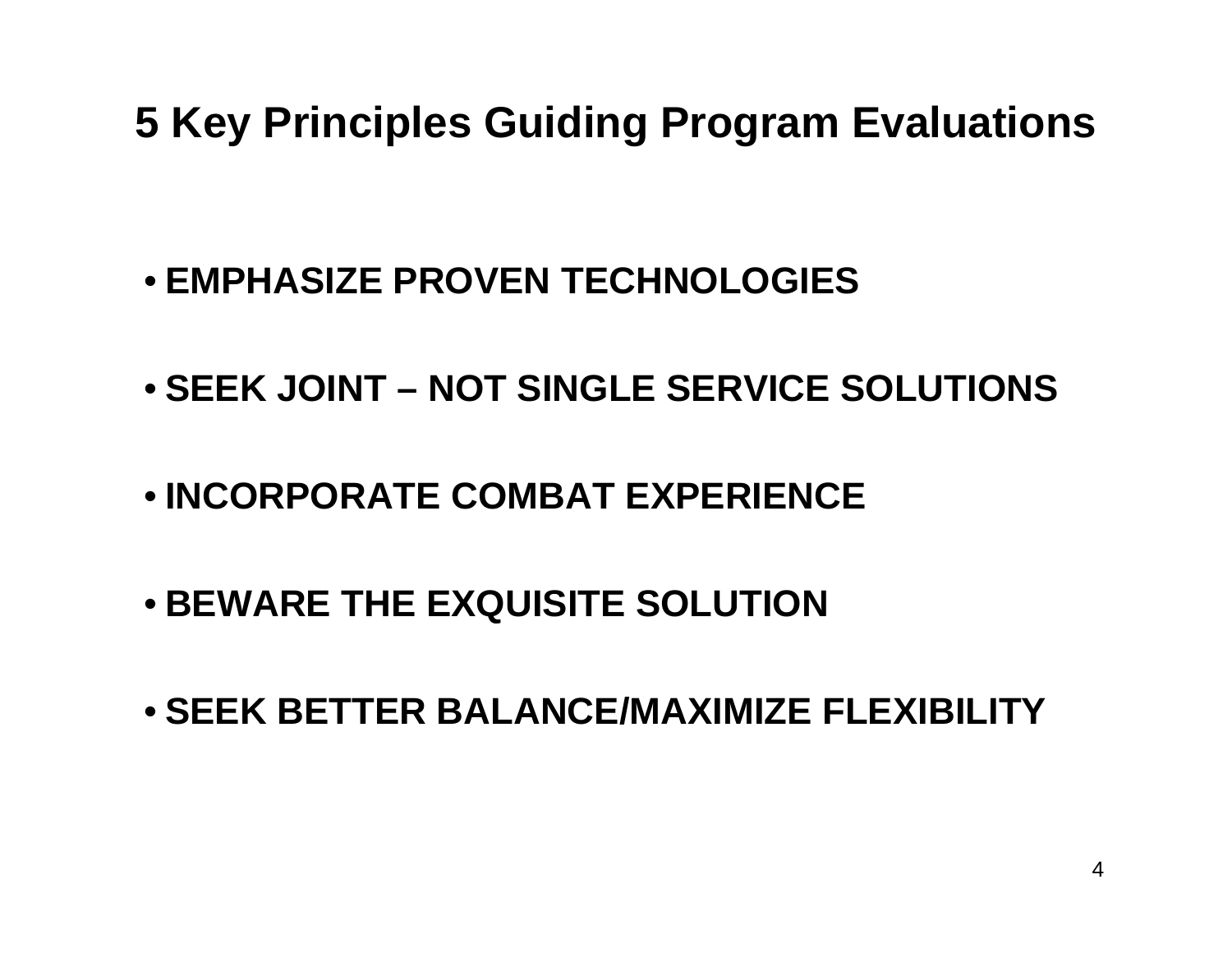# 5 Key Principles Guiding Program Evaluations

- **EMPHASIZE PROVEN TECHNOLOGIES**
- **SEEK JOINT – NOT SINGLE SERVICE SOLUTIONS**
- **INCORPORATE COMBAT EXPERIENCE**
- **BEWARE THE EXQUISITE SOLUTION**
- **SEEK BETTER BALANCE/MAXIMIZE FLEXIBILITY**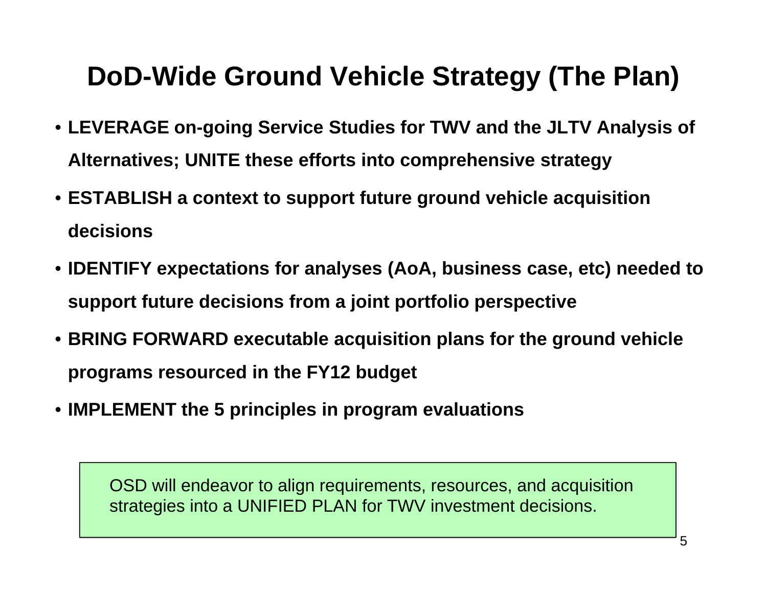# DoD-Wide Ground Vehicle Strategy (The Plan)

- **LEVERAGE on-going Service Studies for TWV and the JLTV Analysis of Alternatives; UNITE these efforts into comprehensive strategy**
- **ESTABLISH a context to support future ground vehicle acquisition decisions**
- **IDENTIFY expectations for analyses (AoA, business case, etc) needed to support future decisions from a joint portfolio perspective**
- **BRING FORWARD executable acquisition plans for the ground vehicle programs resourced in the FY12 budget**
- **IMPLEMENT the 5 principles in program evaluations**

OSD will endeavor to align requirements, resources, and acquisition strategies into a UNIFIED PLAN for TWV investment decisions.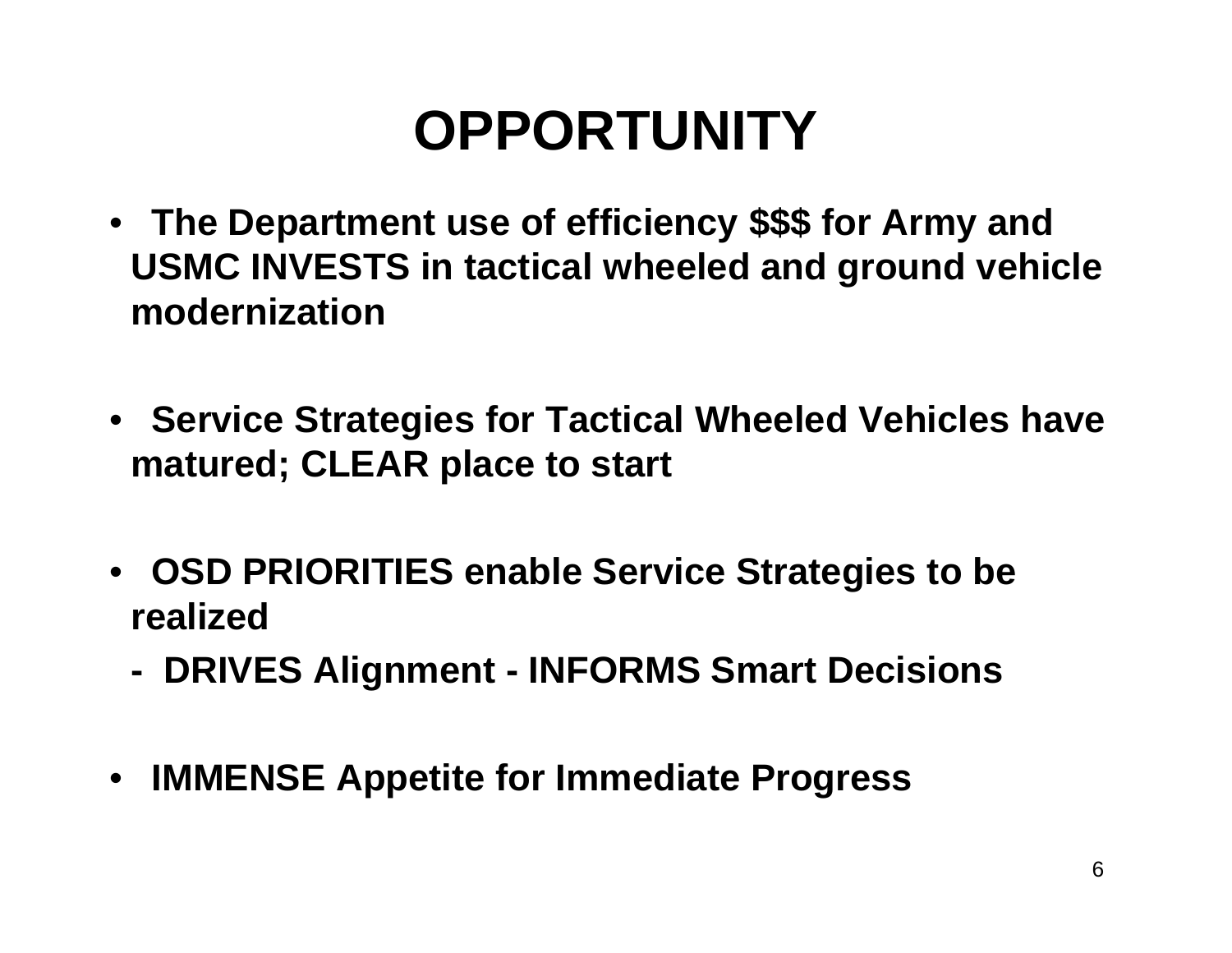# OPPORTUNITY

- **The Department use of efficiency $$$ for Army and USMC INVESTS in tactical wheeled and ground vehicle modernization**

- **Service Strategies for Tactical Wheeled Vehicles have matured; CLEAR place to start**

- **OSD PRIORITIES enable Service Strategies to be realized**

  **- DRIVES Alignment - INFORMS Smart Decisions**

- **IMMENSE Appetite for Immediate Progress**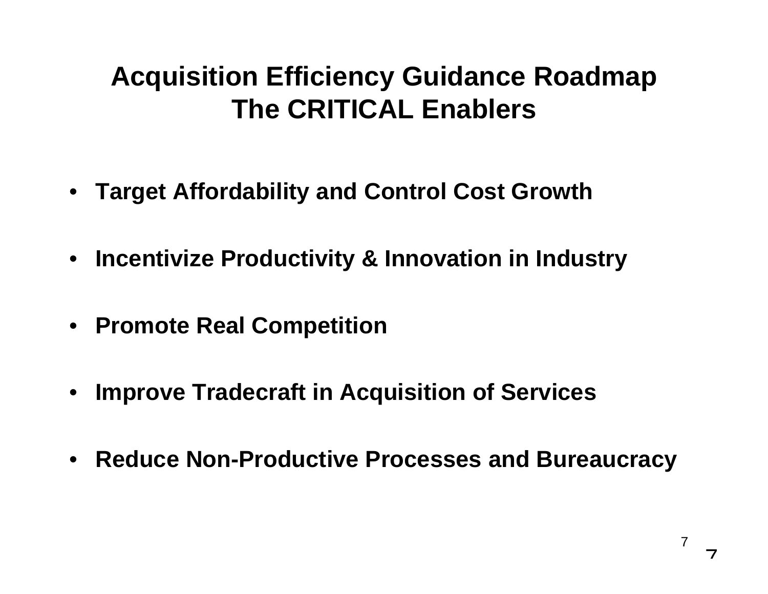# Acquisition Efficiency Guidance Roadmap
# The CRITICAL Enablers

- **Target Affordability and Control Cost Growth**
- **Incentivize Productivity & Innovation in Industry**
- **Promote Real Competition**
- **Improve Tradecraft in Acquisition of Services**
- **Reduce Non-Productive Processes and Bureaucracy**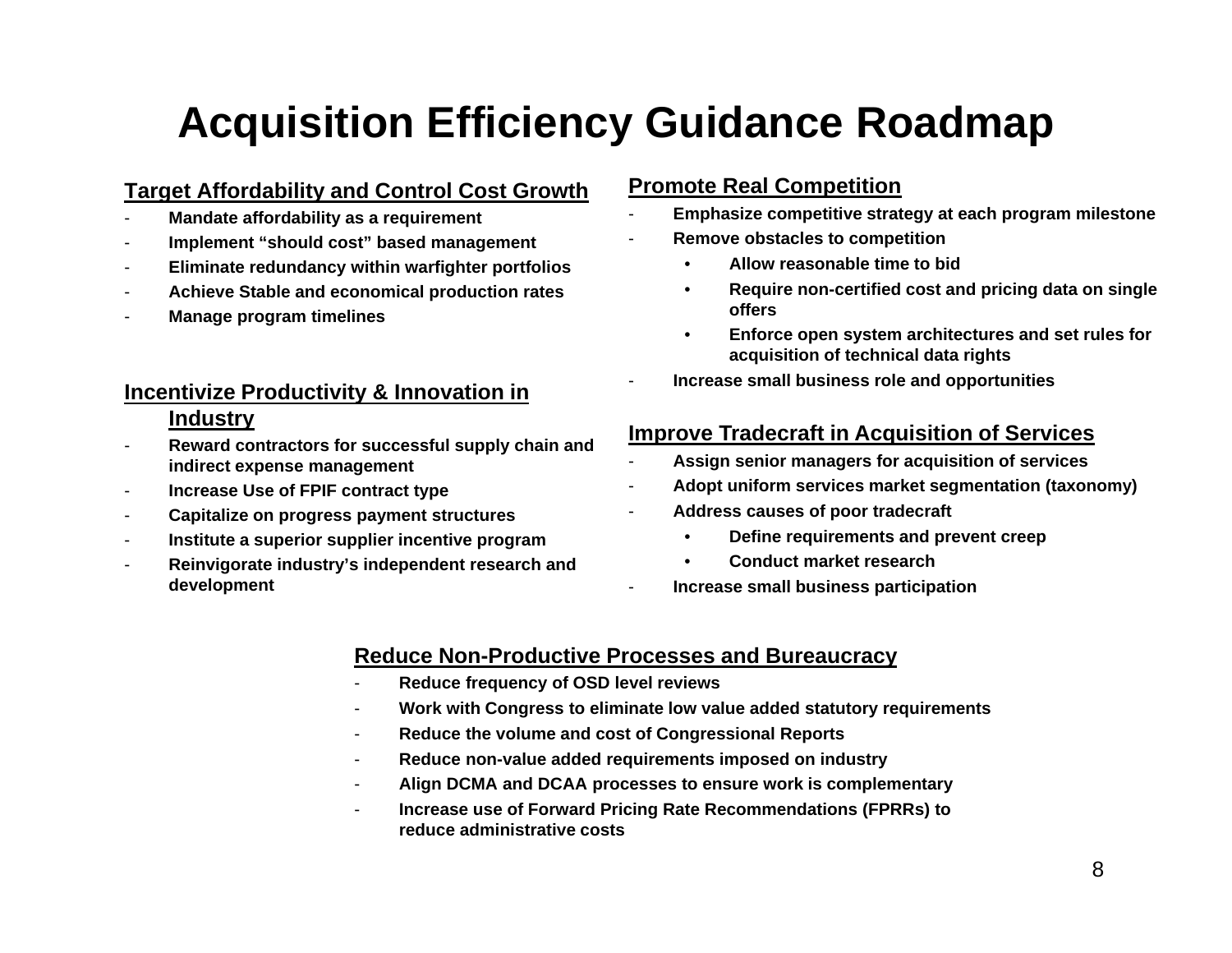# Acquisition Efficiency Guidance Roadmap

**Target Affordability and Control Cost Growth**

- **Mandate affordability as a requirement**
- **Implement "should cost" based management**
- **Eliminate redundancy within warfighter portfolios**
- **Achieve Stable and economical production rates**
- **Manage program timelines**

**Incentivize Productivity & Innovation in Industry**

- **Reward contractors for successful supply chain and indirect expense management**
- **Increase Use of FPIF contract type**
- **Capitalize on progress payment structures**
- **Institute a superior supplier incentive program**
- **Reinvigorate industry's independent research and development**

**Promote Real Competition**

- **Emphasize competitive strategy at each program milestone**
- **Remove obstacles to competition**
  - **Allow reasonable time to bid**
  - **Require non-certified cost and pricing data on single offers**
  - **Enforce open system architectures and set rules for acquisition of technical data rights**
- **Increase small business role and opportunities**

**Improve Tradecraft in Acquisition of Services**

- **Assign senior managers for acquisition of services**
- **Adopt uniform services market segmentation (taxonomy)**
- **Address causes of poor tradecraft**
  - **Define requirements and prevent creep**
  - **Conduct market research**
- **Increase small business participation**

**Reduce Non-Productive Processes and Bureaucracy**

- **Reduce frequency of OSD level reviews**
- **Work with Congress to eliminate low value added statutory requirements**
- **Reduce the volume and cost of Congressional Reports**
- **Reduce non-value added requirements imposed on industry**
- **Align DCMA and DCAA processes to ensure work is complementary**
- **Increase use of Forward Pricing Rate Recommendations (FPRRs) to reduce administrative costs**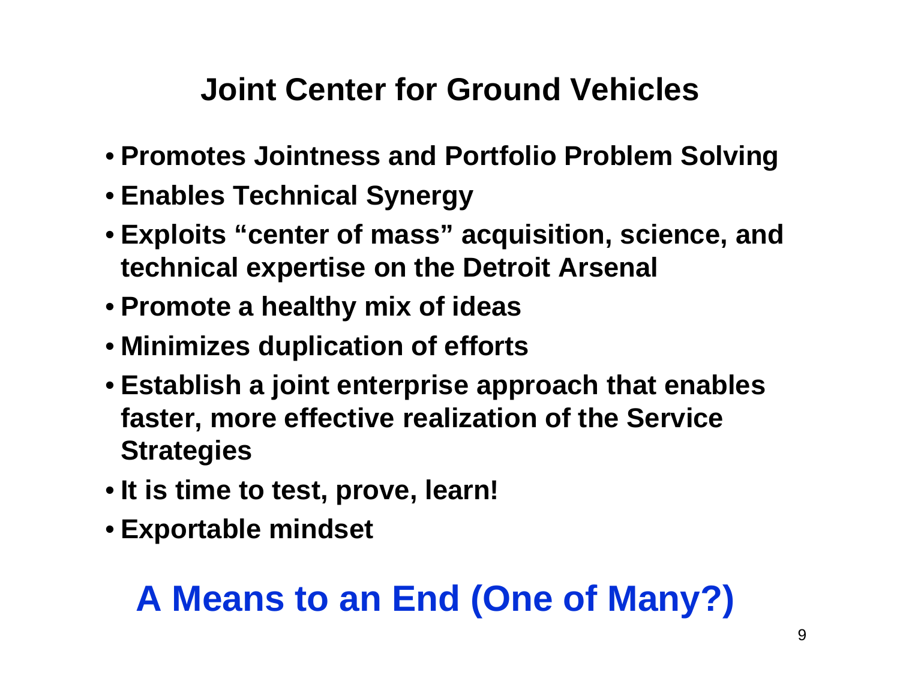# Joint Center for Ground Vehicles

- **Promotes Jointness and Portfolio Problem Solving**
- **Enables Technical Synergy**
- **Exploits "center of mass" acquisition, science, and technical expertise on the Detroit Arsenal**
- **Promote a healthy mix of ideas**
- **Minimizes duplication of efforts**
- **Establish a joint enterprise approach that enables faster, more effective realization of the Service Strategies**
- **It is time to test, prove, learn!**
- **Exportable mindset**

## A Means to an End (One of Many?)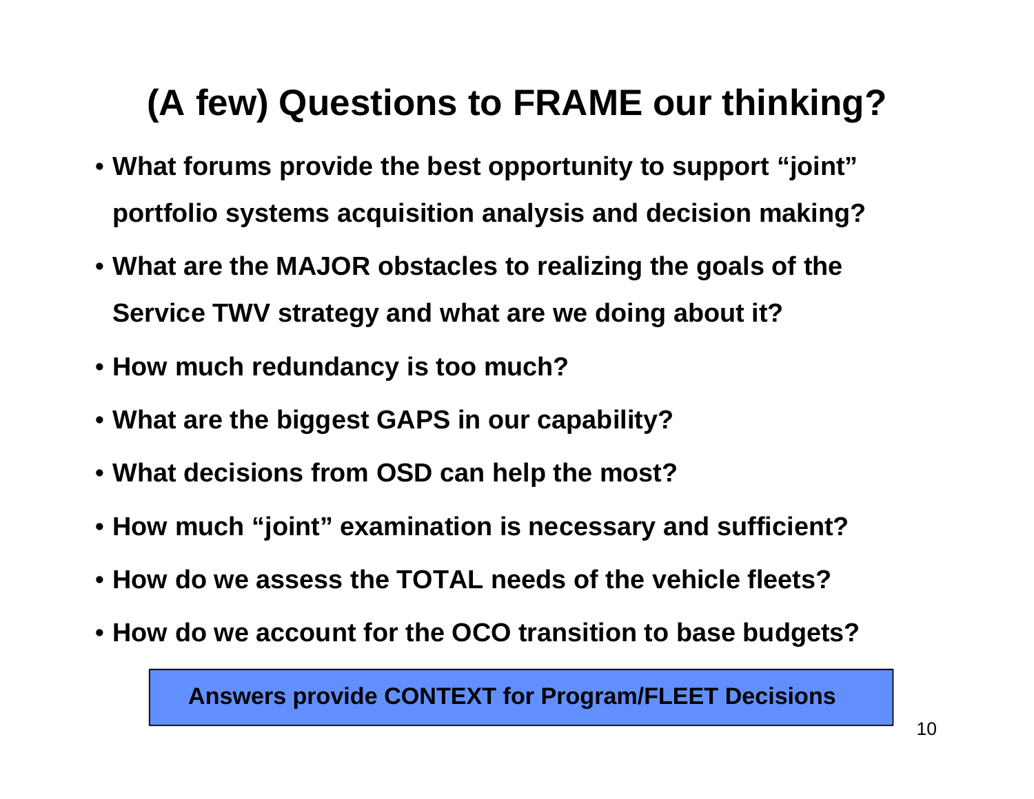# (A few) Questions to FRAME our thinking?

- **What forums provide the best opportunity to support "joint" portfolio systems acquisition analysis and decision making?**
- **What are the MAJOR obstacles to realizing the goals of the Service TWV strategy and what are we doing about it?**
- **How much redundancy is too much?**
- **What are the biggest GAPS in our capability?**
- **What decisions from OSD can help the most?**
- **How much "joint" examination is necessary and sufficient?**
- **How do we assess the TOTAL needs of the vehicle fleets?**
- **How do we account for the OCO transition to base budgets?**

**Answers provide CONTEXT for Program/FLEET Decisions**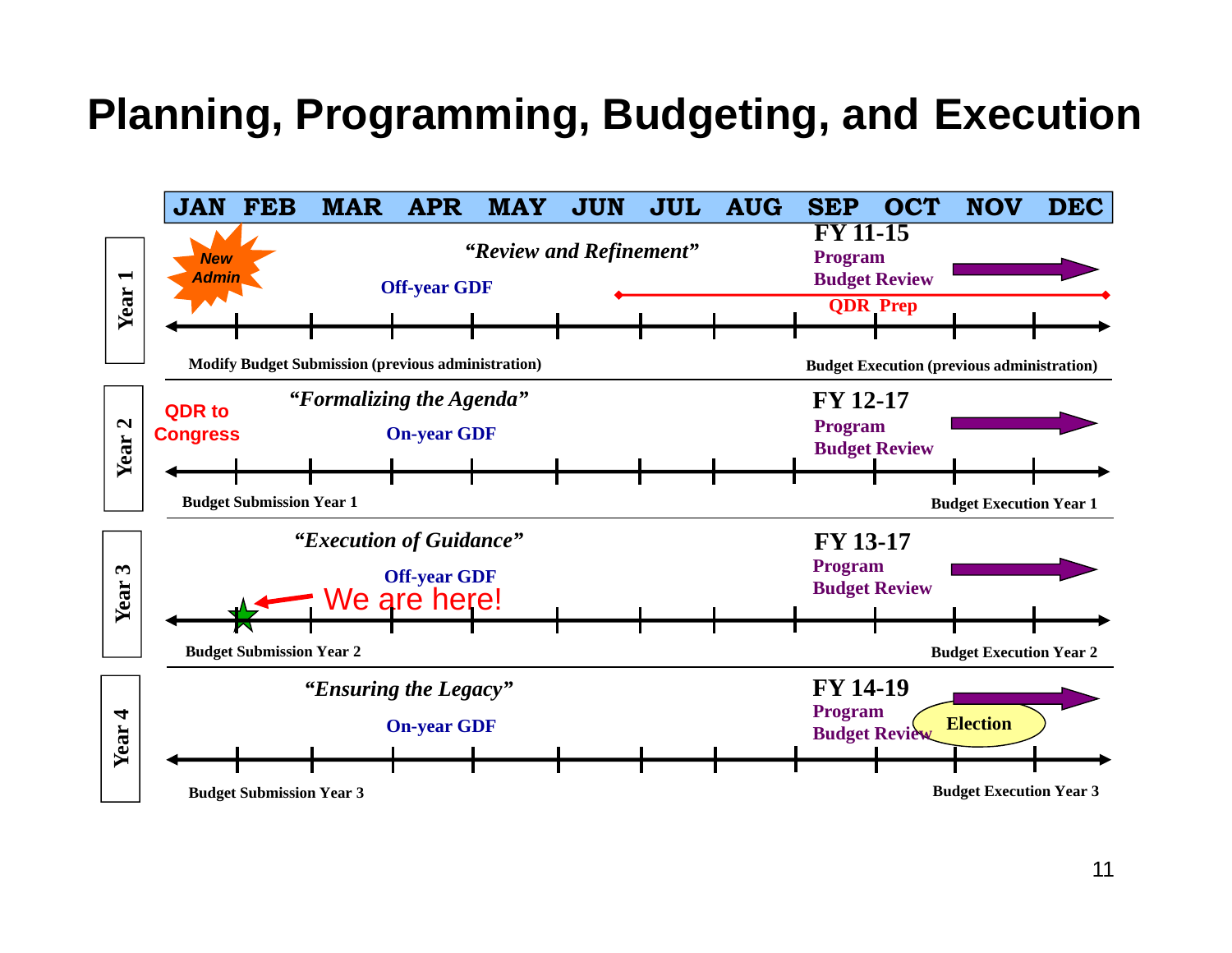# Planning, Programming, Budgeting, and Execution

JAN FEB MAR APR MAY JUN JUL AUG SEP OCT NOV DEC

**Year 1**

New Admin

*"Review and Refinement"*

Off-year GDF

**FY 11-15**
Program
Budget Review

QDR Prep

Modify Budget Submission (previous administration)

Budget Execution (previous administration)

**Year 2**

QDR to Congress

*"Formalizing the Agenda"*

On-year GDF

**FY 12-17**
Program
Budget Review

Budget Submission Year 1

Budget Execution Year 1

**Year 3**

*"Execution of Guidance"*

Off-year GDF

We are here!

**FY 13-17**
Program
Budget Review

Budget Submission Year 2

Budget Execution Year 2

**Year 4**

*"Ensuring the Legacy"*

On-year GDF

**FY 14-19**
Program
Budget Review

Election

Budget Submission Year 3

Budget Execution Year 3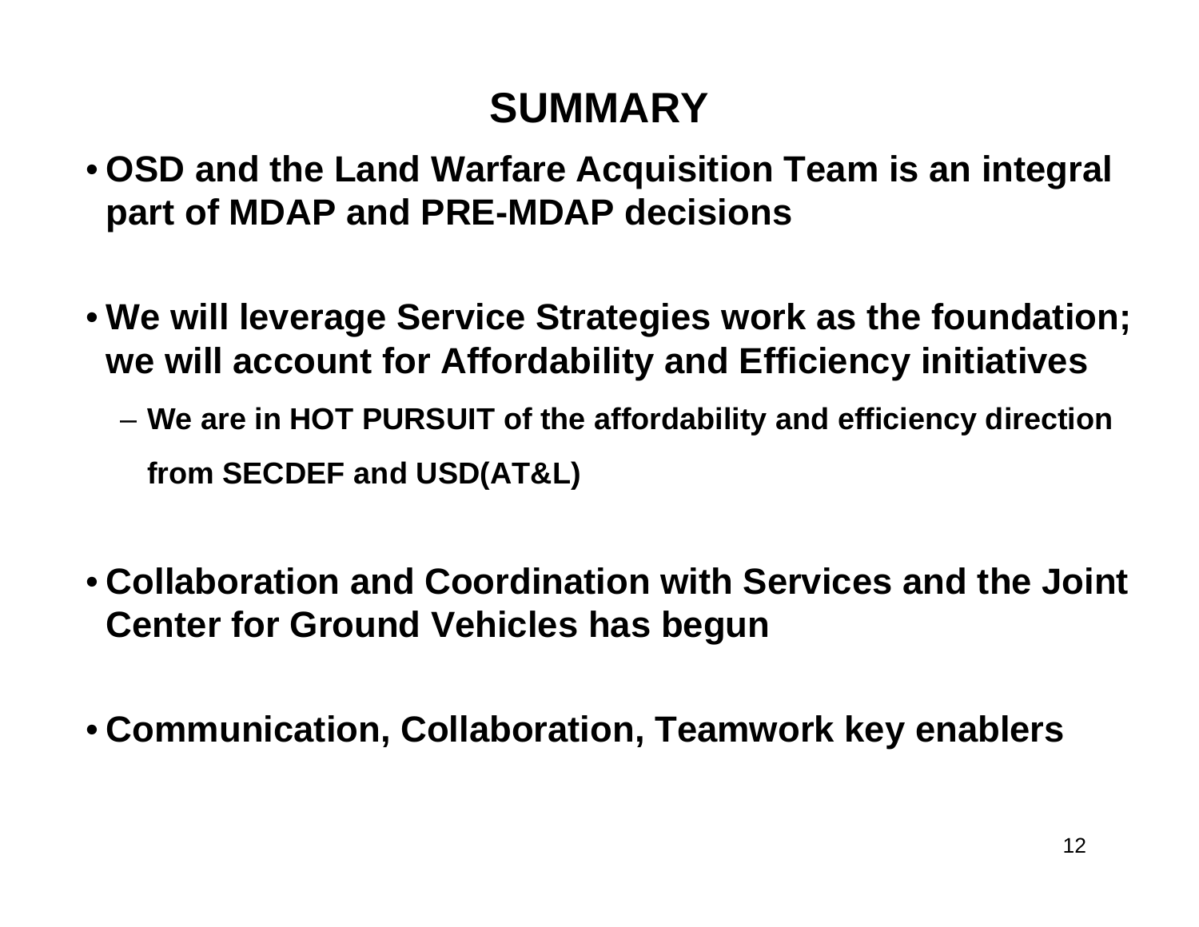# SUMMARY

- **OSD and the Land Warfare Acquisition Team is an integral part of MDAP and PRE-MDAP decisions**

- **We will leverage Service Strategies work as the foundation; we will account for Affordability and Efficiency initiatives**
  - **We are in HOT PURSUIT of the affordability and efficiency direction from SECDEF and USD(AT&L)**

- **Collaboration and Coordination with Services and the Joint Center for Ground Vehicles has begun**

- **Communication, Collaboration, Teamwork key enablers**